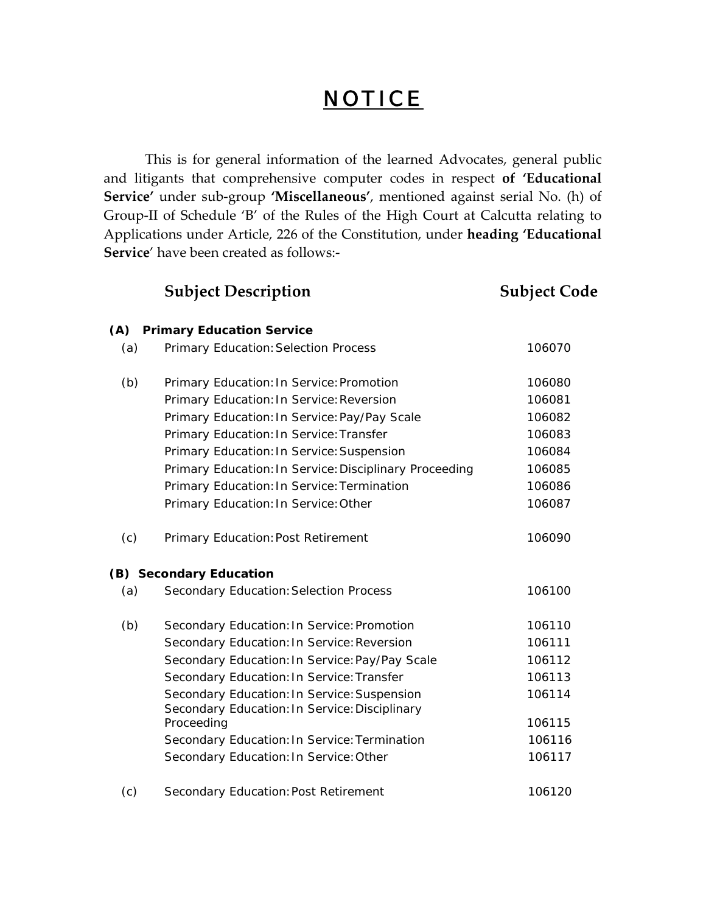# NOTICE

This is for general information of the learned Advocates, general public and litigants that comprehensive computer codes in respect **of 'Educational Service'** under sub-group **'Miscellaneous'**, mentioned against serial No. (h) of Group-II of Schedule 'B' of the Rules of the High Court at Calcutta relating to Applications under Article, 226 of the Constitution, under **heading 'Educational Service**' have been created as follows:-

| | Subject Description | Subject Code |
|---|---|---|
| **(A)** | **Primary Education Service** | |
| (a) | Primary Education: Selection Process | 106070 |
| (b) | Primary Education: In Service: Promotion | 106080 |
| | Primary Education: In Service: Reversion | 106081 |
| | Primary Education: In Service: Pay/Pay Scale | 106082 |
| | Primary Education: In Service: Transfer | 106083 |
| | Primary Education: In Service: Suspension | 106084 |
| | Primary Education: In Service: Disciplinary Proceeding | 106085 |
| | Primary Education: In Service: Termination | 106086 |
| | Primary Education: In Service: Other | 106087 |
| (c) | Primary Education: Post Retirement | 106090 |
| **(B)** | **Secondary Education** | |
| (a) | Secondary Education: Selection Process | 106100 |
| (b) | Secondary Education: In Service: Promotion | 106110 |
| | Secondary Education: In Service: Reversion | 106111 |
| | Secondary Education: In Service: Pay/Pay Scale | 106112 |
| | Secondary Education: In Service: Transfer | 106113 |
| | Secondary Education: In Service: Suspension | 106114 |
| | Secondary Education: In Service: Disciplinary Proceeding | 106115 |
| | Secondary Education: In Service: Termination | 106116 |
| | Secondary Education: In Service: Other | 106117 |
| (c) | Secondary Education: Post Retirement | 106120 |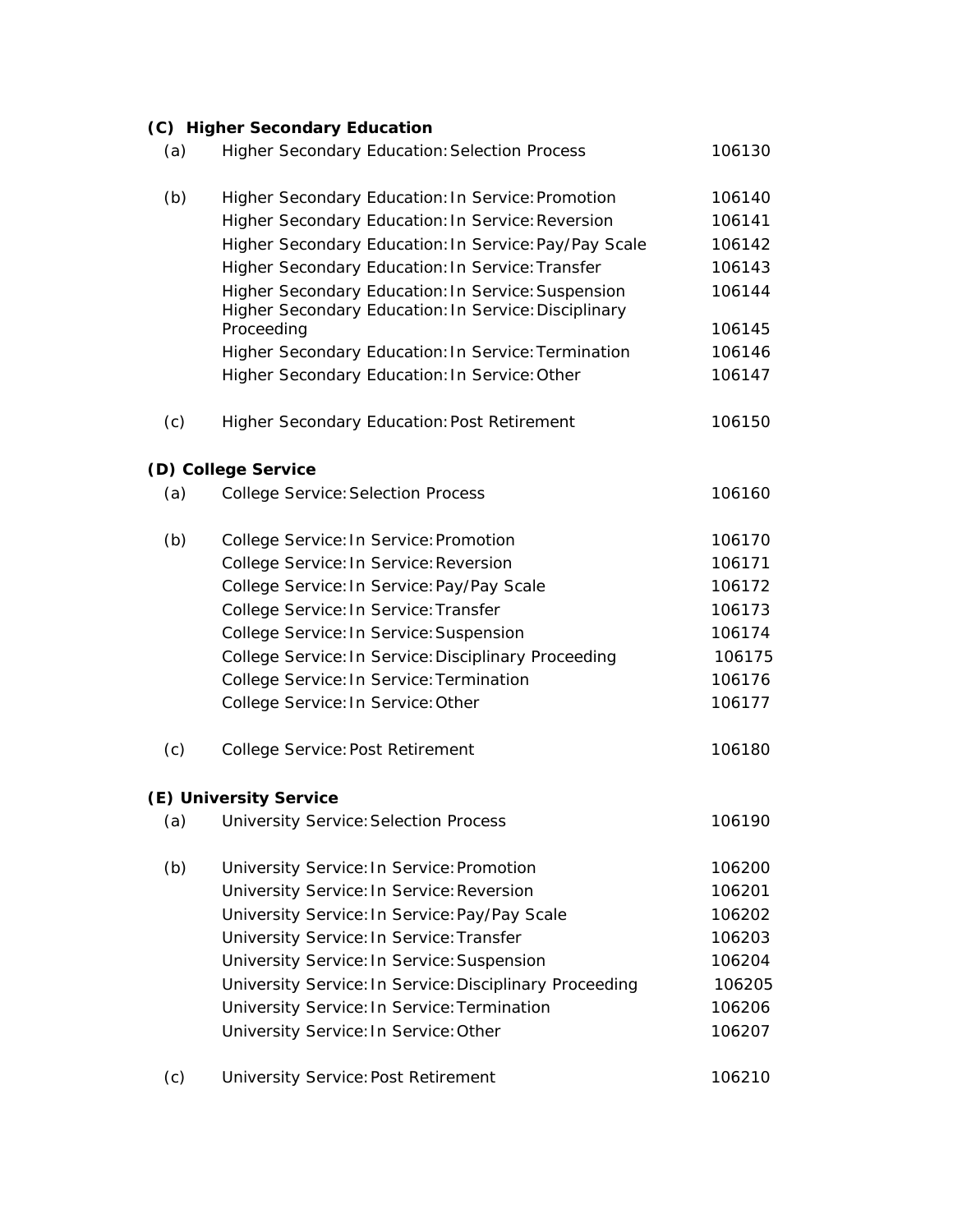**(C) Higher Secondary Education**

| | | |
|---|---|---|
| (a) | Higher Secondary Education: Selection Process | 106130 |
| (b) | Higher Secondary Education: In Service: Promotion | 106140 |
| | Higher Secondary Education: In Service: Reversion | 106141 |
| | Higher Secondary Education: In Service: Pay/Pay Scale | 106142 |
| | Higher Secondary Education: In Service: Transfer | 106143 |
| | Higher Secondary Education: In Service: Suspension | 106144 |
| | Higher Secondary Education: In Service: Disciplinary Proceeding | 106145 |
| | Higher Secondary Education: In Service: Termination | 106146 |
| | Higher Secondary Education: In Service: Other | 106147 |
| (c) | Higher Secondary Education: Post Retirement | 106150 |

**(D) College Service**

| | | |
|---|---|---|
| (a) | College Service: Selection Process | 106160 |
| (b) | College Service: In Service: Promotion | 106170 |
| | College Service: In Service: Reversion | 106171 |
| | College Service: In Service: Pay/Pay Scale | 106172 |
| | College Service: In Service: Transfer | 106173 |
| | College Service: In Service: Suspension | 106174 |
| | College Service: In Service: Disciplinary Proceeding | 106175 |
| | College Service: In Service: Termination | 106176 |
| | College Service: In Service: Other | 106177 |
| (c) | College Service: Post Retirement | 106180 |

**(E) University Service**

| | | |
|---|---|---|
| (a) | University Service: Selection Process | 106190 |
| (b) | University Service: In Service: Promotion | 106200 |
| | University Service: In Service: Reversion | 106201 |
| | University Service: In Service: Pay/Pay Scale | 106202 |
| | University Service: In Service: Transfer | 106203 |
| | University Service: In Service: Suspension | 106204 |
| | University Service: In Service: Disciplinary Proceeding | 106205 |
| | University Service: In Service: Termination | 106206 |
| | University Service: In Service: Other | 106207 |
| (c) | University Service: Post Retirement | 106210 |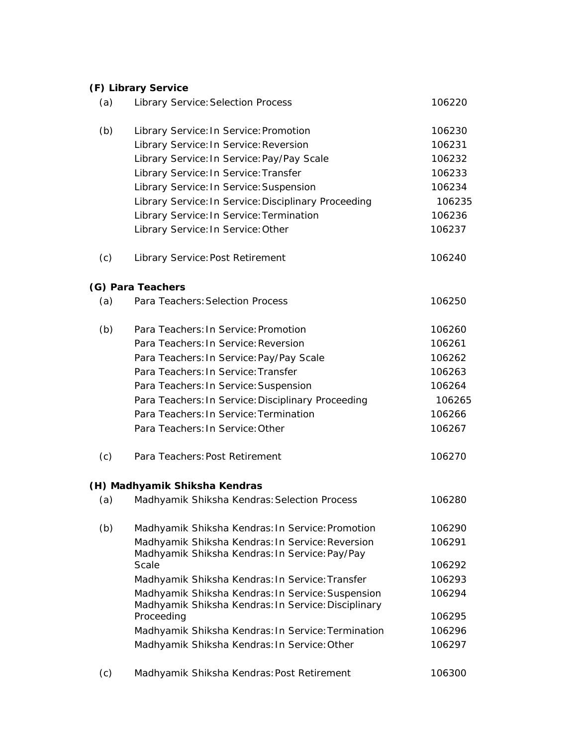**(F) Library Service**

| | | |
|---|---|---|
| (a) | Library Service: Selection Process | 106220 |
| (b) | Library Service: In Service: Promotion | 106230 |
| | Library Service: In Service: Reversion | 106231 |
| | Library Service: In Service: Pay/Pay Scale | 106232 |
| | Library Service: In Service: Transfer | 106233 |
| | Library Service: In Service: Suspension | 106234 |
| | Library Service: In Service: Disciplinary Proceeding | 106235 |
| | Library Service: In Service: Termination | 106236 |
| | Library Service: In Service: Other | 106237 |
| (c) | Library Service: Post Retirement | 106240 |

**(G) Para Teachers**

| | | |
|---|---|---|
| (a) | Para Teachers: Selection Process | 106250 |
| (b) | Para Teachers: In Service: Promotion | 106260 |
| | Para Teachers: In Service: Reversion | 106261 |
| | Para Teachers: In Service: Pay/Pay Scale | 106262 |
| | Para Teachers: In Service: Transfer | 106263 |
| | Para Teachers: In Service: Suspension | 106264 |
| | Para Teachers: In Service: Disciplinary Proceeding | 106265 |
| | Para Teachers: In Service: Termination | 106266 |
| | Para Teachers: In Service: Other | 106267 |
| (c) | Para Teachers: Post Retirement | 106270 |

**(H) Madhyamik Shiksha Kendras**

| | | |
|---|---|---|
| (a) | Madhyamik Shiksha Kendras: Selection Process | 106280 |
| (b) | Madhyamik Shiksha Kendras: In Service: Promotion | 106290 |
| | Madhyamik Shiksha Kendras: In Service: Reversion | 106291 |
| | Madhyamik Shiksha Kendras: In Service: Pay/Pay Scale | 106292 |
| | Madhyamik Shiksha Kendras: In Service: Transfer | 106293 |
| | Madhyamik Shiksha Kendras: In Service: Suspension | 106294 |
| | Madhyamik Shiksha Kendras: In Service: Disciplinary Proceeding | 106295 |
| | Madhyamik Shiksha Kendras: In Service: Termination | 106296 |
| | Madhyamik Shiksha Kendras: In Service: Other | 106297 |
| (c) | Madhyamik Shiksha Kendras: Post Retirement | 106300 |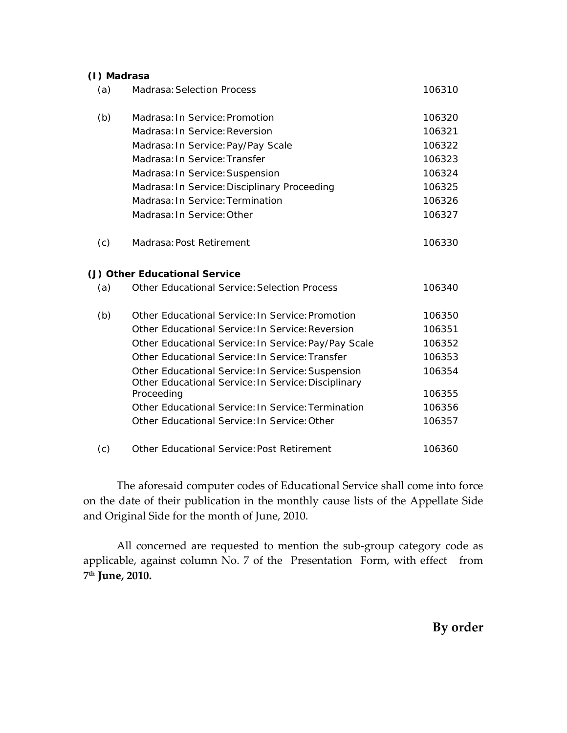**(I) Madrasa**

| | | |
|---|---|---|
| (a) | Madrasa: Selection Process | 106310 |
| (b) | Madrasa: In Service: Promotion | 106320 |
| | Madrasa: In Service: Reversion | 106321 |
| | Madrasa: In Service: Pay/Pay Scale | 106322 |
| | Madrasa: In Service: Transfer | 106323 |
| | Madrasa: In Service: Suspension | 106324 |
| | Madrasa: In Service: Disciplinary Proceeding | 106325 |
| | Madrasa: In Service: Termination | 106326 |
| | Madrasa: In Service: Other | 106327 |
| (c) | Madrasa: Post Retirement | 106330 |

**(J) Other Educational Service**

| | | |
|---|---|---|
| (a) | Other Educational Service: Selection Process | 106340 |
| (b) | Other Educational Service: In Service: Promotion | 106350 |
| | Other Educational Service: In Service: Reversion | 106351 |
| | Other Educational Service: In Service: Pay/Pay Scale | 106352 |
| | Other Educational Service: In Service: Transfer | 106353 |
| | Other Educational Service: In Service: Suspension | 106354 |
| | Other Educational Service: In Service: Disciplinary Proceeding | 106355 |
| | Other Educational Service: In Service: Termination | 106356 |
| | Other Educational Service: In Service: Other | 106357 |
| (c) | Other Educational Service: Post Retirement | 106360 |

The aforesaid computer codes of Educational Service shall come into force on the date of their publication in the monthly cause lists of the Appellate Side and Original Side for the month of June, 2010.

All concerned are requested to mention the sub-group category code as applicable, against column No. 7 of the Presentation Form, with effect from **7th June, 2010.**

**By order**